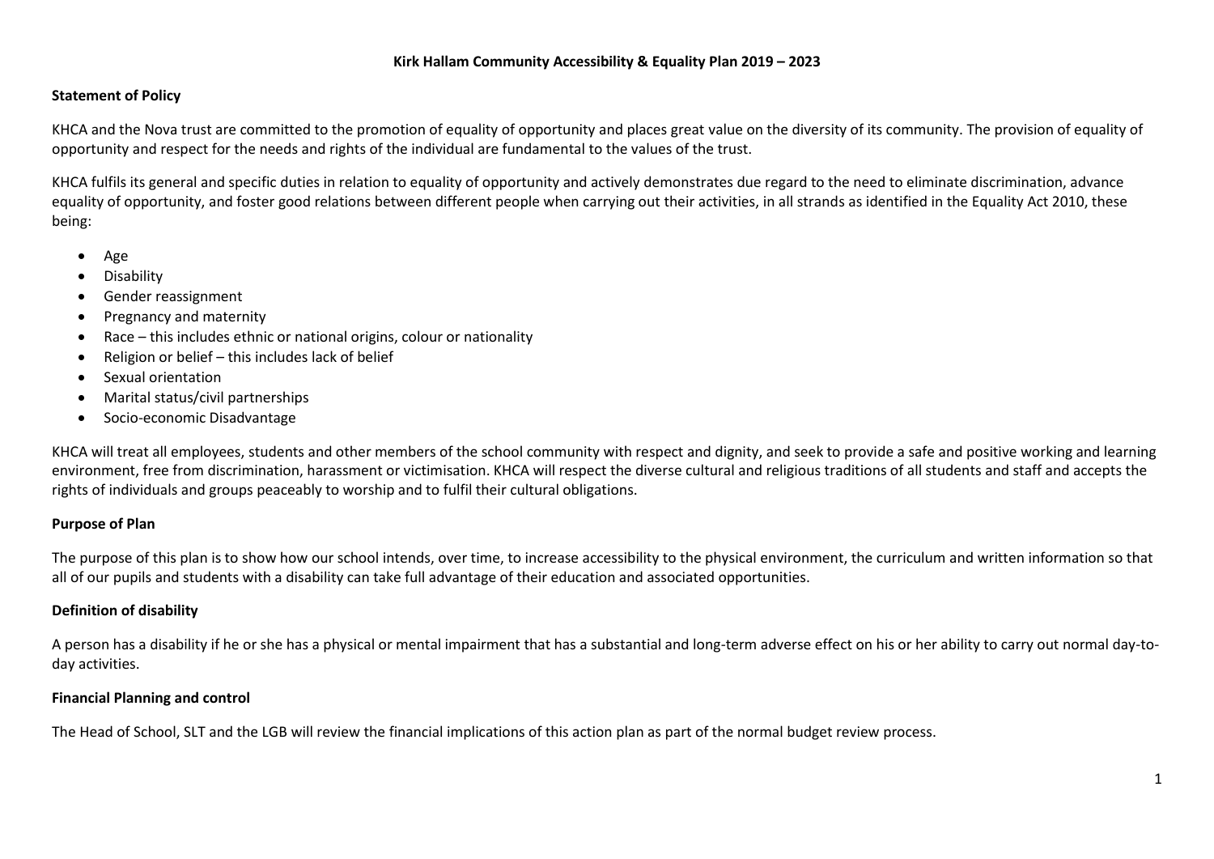# Kirk Hallam Community Accessibility & Equality Plan 2019 – 2023

## Statement of Policy

KHCA and the Nova trust are committed to the promotion of equality of opportunity and places great value on the diversity of its community. The provision of equality of opportunity and respect for the needs and rights of the individual are fundamental to the values of the trust.

KHCA fulfils its general and specific duties in relation to equality of opportunity and actively demonstrates due regard to the need to eliminate discrimination, advance equality of opportunity, and foster good relations between different people when carrying out their activities, in all strands as identified in the Equality Act 2010, these being:

- Age
- Disability
- Gender reassignment
- Pregnancy and maternity
- Race – this includes ethnic or national origins, colour or nationality
- Religion or belief – this includes lack of belief
- Sexual orientation
- Marital status/civil partnerships
- Socio-economic Disadvantage

KHCA will treat all employees, students and other members of the school community with respect and dignity, and seek to provide a safe and positive working and learning environment, free from discrimination, harassment or victimisation. KHCA will respect the diverse cultural and religious traditions of all students and staff and accepts the rights of individuals and groups peaceably to worship and to fulfil their cultural obligations.

## Purpose of Plan

The purpose of this plan is to show how our school intends, over time, to increase accessibility to the physical environment, the curriculum and written information so that all of our pupils and students with a disability can take full advantage of their education and associated opportunities.

## Definition of disability

A person has a disability if he or she has a physical or mental impairment that has a substantial and long-term adverse effect on his or her ability to carry out normal day-to-day activities.

## Financial Planning and control

The Head of School, SLT and the LGB will review the financial implications of this action plan as part of the normal budget review process.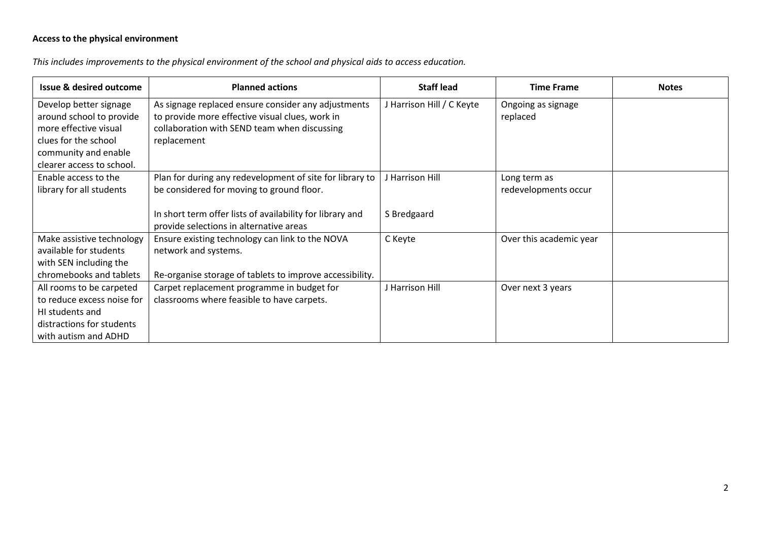**Access to the physical environment**

*This includes improvements to the physical environment of the school and physical aids to access education.*

| Issue & desired outcome | Planned actions | Staff lead | Time Frame | Notes |
|---|---|---|---|---|
| Develop better signage around school to provide more effective visual clues for the school community and enable clearer access to school. | As signage replaced ensure consider any adjustments to provide more effective visual clues, work in collaboration with SEND team when discussing replacement | J Harrison Hill / C Keyte | Ongoing as signage replaced | |
| Enable access to the library for all students | Plan for during any redevelopment of site for library to be considered for moving to ground floor.<br><br>In short term offer lists of availability for library and provide selections in alternative areas | J Harrison Hill<br><br>S Bredgaard | Long term as redevelopments occur | |
| Make assistive technology available for students with SEN including the chromebooks and tablets | Ensure existing technology can link to the NOVA network and systems.<br><br>Re-organise storage of tablets to improve accessibility. | C Keyte | Over this academic year | |
| All rooms to be carpeted to reduce excess noise for HI students and distractions for students with autism and ADHD | Carpet replacement programme in budget for classrooms where feasible to have carpets. | J Harrison Hill | Over next 3 years | |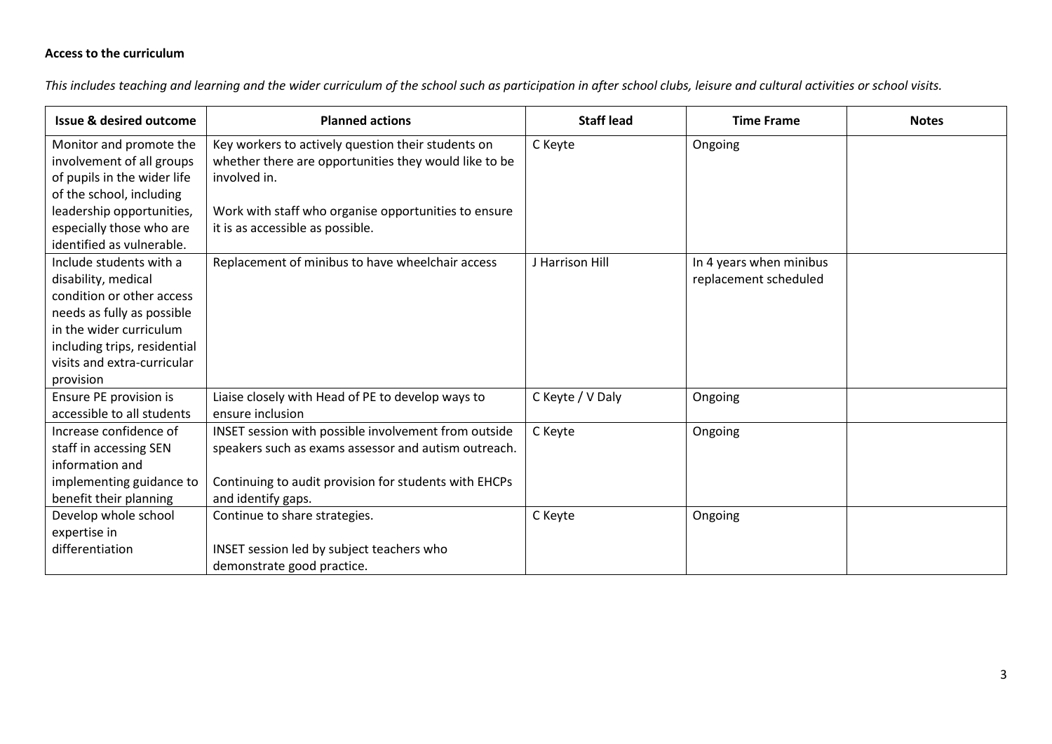**Access to the curriculum**

*This includes teaching and learning and the wider curriculum of the school such as participation in after school clubs, leisure and cultural activities or school visits.*

| Issue & desired outcome | Planned actions | Staff lead | Time Frame | Notes |
|---|---|---|---|---|
| Monitor and promote the involvement of all groups of pupils in the wider life of the school, including leadership opportunities, especially those who are identified as vulnerable. | Key workers to actively question their students on whether there are opportunities they would like to be involved in.<br><br>Work with staff who organise opportunities to ensure it is as accessible as possible. | C Keyte | Ongoing | |
| Include students with a disability, medical condition or other access needs as fully as possible in the wider curriculum including trips, residential visits and extra-curricular provision | Replacement of minibus to have wheelchair access | J Harrison Hill | In 4 years when minibus replacement scheduled | |
| Ensure PE provision is accessible to all students | Liaise closely with Head of PE to develop ways to ensure inclusion | C Keyte / V Daly | Ongoing | |
| Increase confidence of staff in accessing SEN information and implementing guidance to benefit their planning | INSET session with possible involvement from outside speakers such as exams assessor and autism outreach.<br><br>Continuing to audit provision for students with EHCPs and identify gaps. | C Keyte | Ongoing | |
| Develop whole school expertise in differentiation | Continue to share strategies.<br><br>INSET session led by subject teachers who demonstrate good practice. | C Keyte | Ongoing | |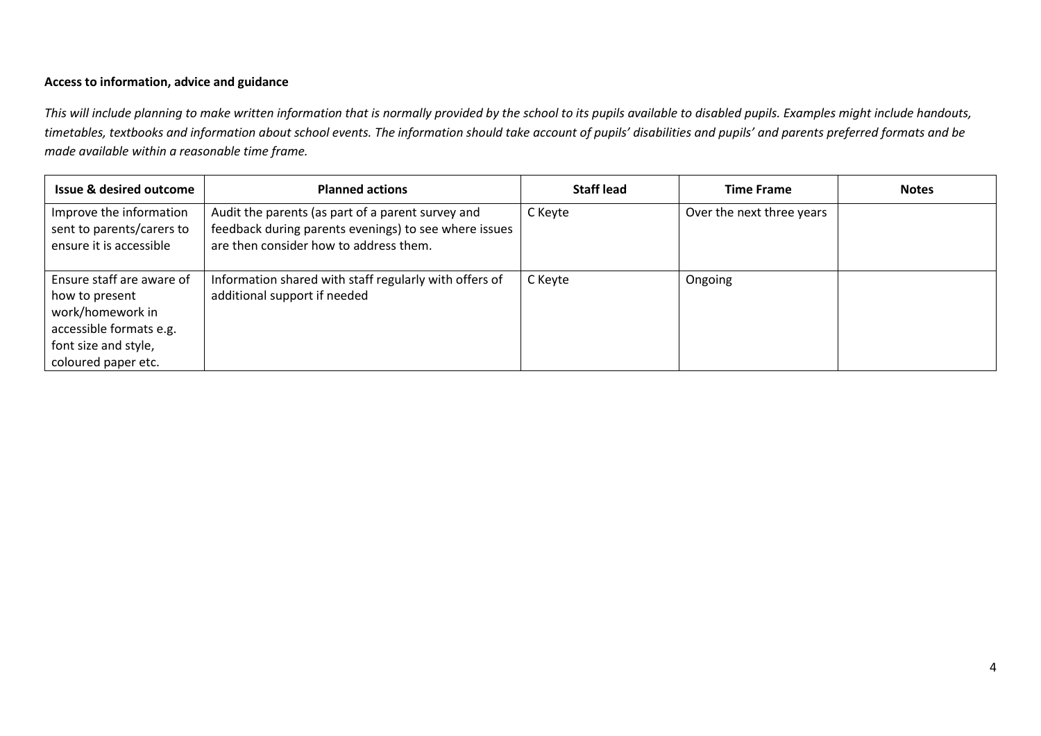**Access to information, advice and guidance**

*This will include planning to make written information that is normally provided by the school to its pupils available to disabled pupils. Examples might include handouts, timetables, textbooks and information about school events. The information should take account of pupils' disabilities and pupils' and parents preferred formats and be made available within a reasonable time frame.*

| Issue & desired outcome | Planned actions | Staff lead | Time Frame | Notes |
| --- | --- | --- | --- | --- |
| Improve the information sent to parents/carers to ensure it is accessible | Audit the parents (as part of a parent survey and feedback during parents evenings) to see where issues are then consider how to address them. | C Keyte | Over the next three years | |
| Ensure staff are aware of how to present work/homework in accessible formats e.g. font size and style, coloured paper etc. | Information shared with staff regularly with offers of additional support if needed | C Keyte | Ongoing | |